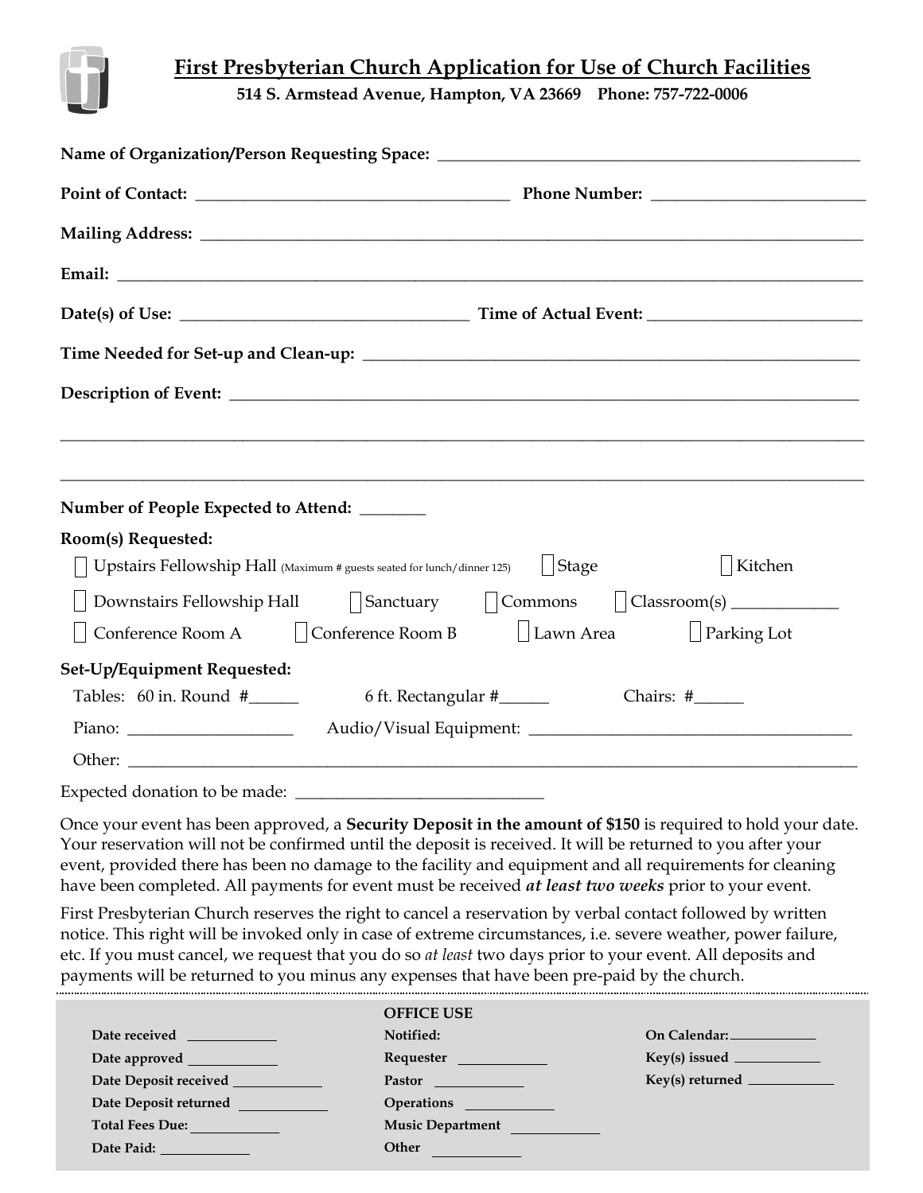# First Presbyterian Church Application for Use of Church Facilities

**514 S. Armstead Avenue, Hampton, VA 23669 Phone: 757-722-0006**

**Name of Organization/Person Requesting Space:** ______________________________

**Point of Contact:** ______________________ **Phone Number:** ______________________

**Mailing Address:** ______________________________

**Email:** ______________________________

**Date(s) of Use:** ______________________ **Time of Actual Event:** ______________________

**Time Needed for Set-up and Clean-up:** ______________________________

**Description of Event:** ______________________________

______________________________

______________________________

**Number of People Expected to Attend:** ________

**Room(s) Requested:**

- ☐ Upstairs Fellowship Hall (Maximum # guests seated for lunch/dinner 125)
- ☐ Stage
- ☐ Kitchen
- ☐ Downstairs Fellowship Hall
- ☐ Sanctuary
- ☐ Commons
- ☐ Classroom(s) ____________
- ☐ Conference Room A
- ☐ Conference Room B
- ☐ Lawn Area
- ☐ Parking Lot

**Set-Up/Equipment Requested:**

Tables: 60 in. Round #______ 6 ft. Rectangular #______ Chairs: #______

Piano: ______________ Audio/Visual Equipment: ______________________

Other: ______________________________

Expected donation to be made: ______________________

Once your event has been approved, a **Security Deposit in the amount of $150** is required to hold your date. Your reservation will not be confirmed until the deposit is received. It will be returned to you after your event, provided there has been no damage to the facility and equipment and all requirements for cleaning have been completed. All payments for event must be received ***at least two weeks*** prior to your event.

First Presbyterian Church reserves the right to cancel a reservation by verbal contact followed by written notice. This right will be invoked only in case of extreme circumstances, i.e. severe weather, power failure, etc. If you must cancel, we request that you do so *at least* two days prior to your event. All deposits and payments will be returned to you minus any expenses that have been pre-paid by the church.

---

**OFFICE USE**

| | | |
|---|---|---|
| **Date received** ____________ | **Notified:** | **On Calendar:** ____________ |
| **Date approved** ____________ | **Requester** ____________ | **Key(s) issued** ____________ |
| **Date Deposit received** ____________ | **Pastor** ____________ | **Key(s) returned** ____________ |
| **Date Deposit returned** ____________ | **Operations** ____________ | |
| **Total Fees Due:** ____________ | **Music Department** ____________ | |
| **Date Paid:** ____________ | **Other** ____________ | |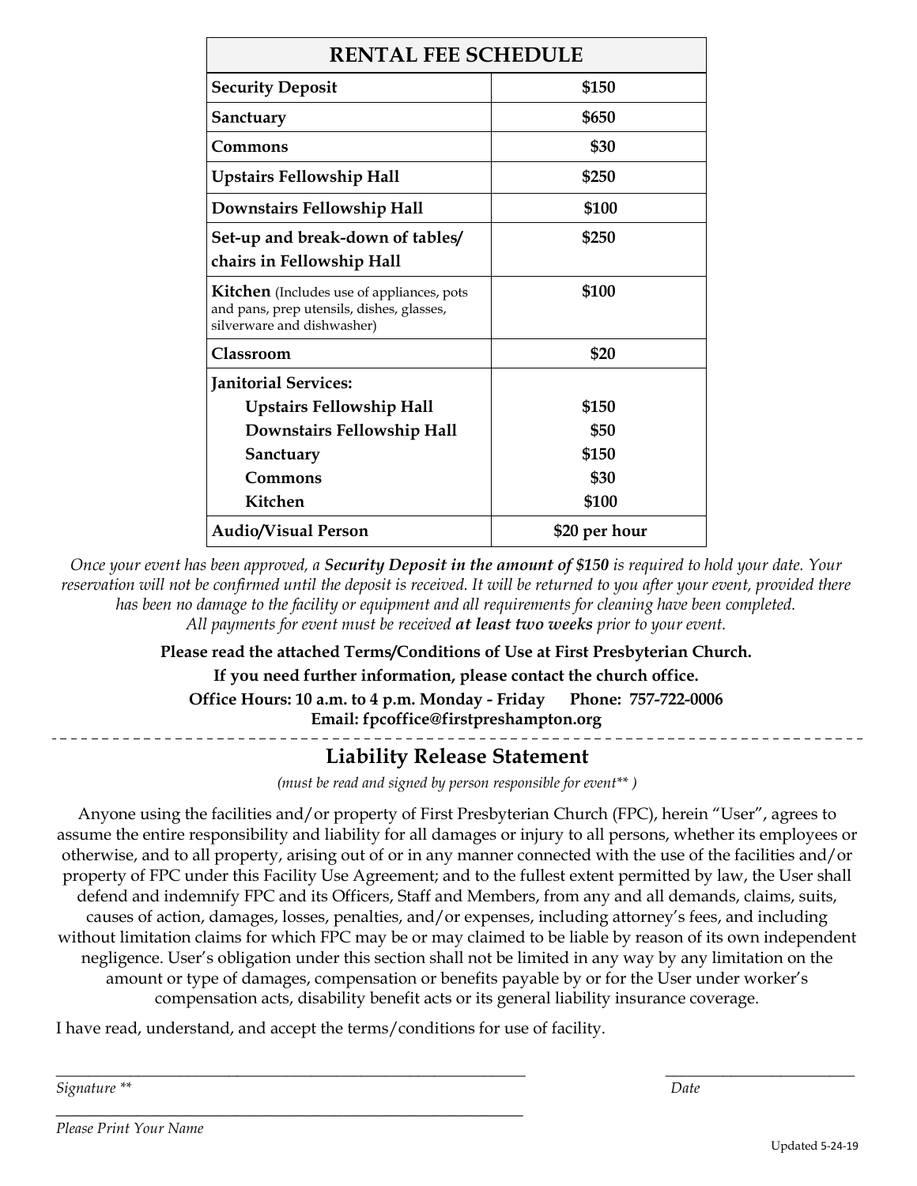| RENTAL FEE SCHEDULE | |
|---|---|
| **Security Deposit** | **$150** |
| **Sanctuary** | **$650** |
| **Commons** | **$30** |
| **Upstairs Fellowship Hall** | **$250** |
| **Downstairs Fellowship Hall** | **$100** |
| **Set-up and break-down of tables/ chairs in Fellowship Hall** | **$250** |
| **Kitchen** (Includes use of appliances, pots and pans, prep utensils, dishes, glasses, silverware and dishwasher) | **$100** |
| **Classroom** | **$20** |
| **Janitorial Services:** | |
| **Upstairs Fellowship Hall** | **$150** |
| **Downstairs Fellowship Hall** | **$50** |
| **Sanctuary** | **$150** |
| **Commons** | **$30** |
| **Kitchen** | **$100** |
| **Audio/Visual Person** | **$20 per hour** |

*Once your event has been approved, a **Security Deposit in the amount of $150** is required to hold your date. Your reservation will not be confirmed until the deposit is received. It will be returned to you after your event, provided there has been no damage to the facility or equipment and all requirements for cleaning have been completed. All payments for event must be received **at least two weeks** prior to your event.*

**Please read the attached Terms/Conditions of Use at First Presbyterian Church.**

**If you need further information, please contact the church office.**

**Office Hours: 10 a.m. to 4 p.m. Monday - Friday Phone: 757-722-0006**

**Email: fpcoffice@firstpreshampton.org**

## Liability Release Statement

*(must be read and signed by person responsible for event** )*

Anyone using the facilities and/or property of First Presbyterian Church (FPC), herein "User", agrees to assume the entire responsibility and liability for all damages or injury to all persons, whether its employees or otherwise, and to all property, arising out of or in any manner connected with the use of the facilities and/or property of FPC under this Facility Use Agreement; and to the fullest extent permitted by law, the User shall defend and indemnify FPC and its Officers, Staff and Members, from any and all demands, claims, suits, causes of action, damages, losses, penalties, and/or expenses, including attorney's fees, and including without limitation claims for which FPC may be or may claimed to be liable by reason of its own independent negligence. User's obligation under this section shall not be limited in any way by any limitation on the amount or type of damages, compensation or benefits payable by or for the User under worker's compensation acts, disability benefit acts or its general liability insurance coverage.

I have read, understand, and accept the terms/conditions for use of facility.

_______________________________________________ _____________________

*Signature ** Date*

_______________________________________________

*Please Print Your Name*

Updated 5-24-19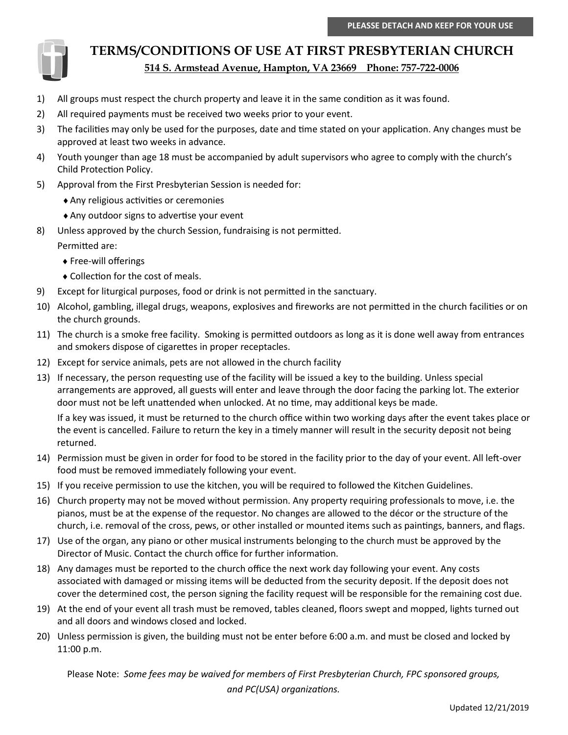PLEASSE DETACH AND KEEP FOR YOUR USE

# TERMS/CONDITIONS OF USE AT FIRST PRESBYTERIAN CHURCH

**514 S. Armstead Avenue, Hampton, VA 23669 Phone: 757-722-0006**

1) All groups must respect the church property and leave it in the same condition as it was found.
2) All required payments must be received two weeks prior to your event.
3) The facilities may only be used for the purposes, date and time stated on your application. Any changes must be approved at least two weeks in advance.
4) Youth younger than age 18 must be accompanied by adult supervisors who agree to comply with the church's Child Protection Policy.
5) Approval from the First Presbyterian Session is needed for:
   - Any religious activities or ceremonies
   - Any outdoor signs to advertise your event
8) Unless approved by the church Session, fundraising is not permitted.

   Permitted are:
   - Free-will offerings
   - Collection for the cost of meals.
9) Except for liturgical purposes, food or drink is not permitted in the sanctuary.
10) Alcohol, gambling, illegal drugs, weapons, explosives and fireworks are not permitted in the church facilities or on the church grounds.
11) The church is a smoke free facility. Smoking is permitted outdoors as long as it is done well away from entrances and smokers dispose of cigarettes in proper receptacles.
12) Except for service animals, pets are not allowed in the church facility
13) If necessary, the person requesting use of the facility will be issued a key to the building. Unless special arrangements are approved, all guests will enter and leave through the door facing the parking lot. The exterior door must not be left unattended when unlocked. At no time, may additional keys be made.

    If a key was issued, it must be returned to the church office within two working days after the event takes place or the event is cancelled. Failure to return the key in a timely manner will result in the security deposit not being returned.
14) Permission must be given in order for food to be stored in the facility prior to the day of your event. All left-over food must be removed immediately following your event.
15) If you receive permission to use the kitchen, you will be required to followed the Kitchen Guidelines.
16) Church property may not be moved without permission. Any property requiring professionals to move, i.e. the pianos, must be at the expense of the requestor. No changes are allowed to the décor or the structure of the church, i.e. removal of the cross, pews, or other installed or mounted items such as paintings, banners, and flags.
17) Use of the organ, any piano or other musical instruments belonging to the church must be approved by the Director of Music. Contact the church office for further information.
18) Any damages must be reported to the church office the next work day following your event. Any costs associated with damaged or missing items will be deducted from the security deposit. If the deposit does not cover the determined cost, the person signing the facility request will be responsible for the remaining cost due.
19) At the end of your event all trash must be removed, tables cleaned, floors swept and mopped, lights turned out and all doors and windows closed and locked.
20) Unless permission is given, the building must not be enter before 6:00 a.m. and must be closed and locked by 11:00 p.m.

Please Note: *Some fees may be waived for members of First Presbyterian Church, FPC sponsored groups, and PC(USA) organizations.*

Updated 12/21/2019